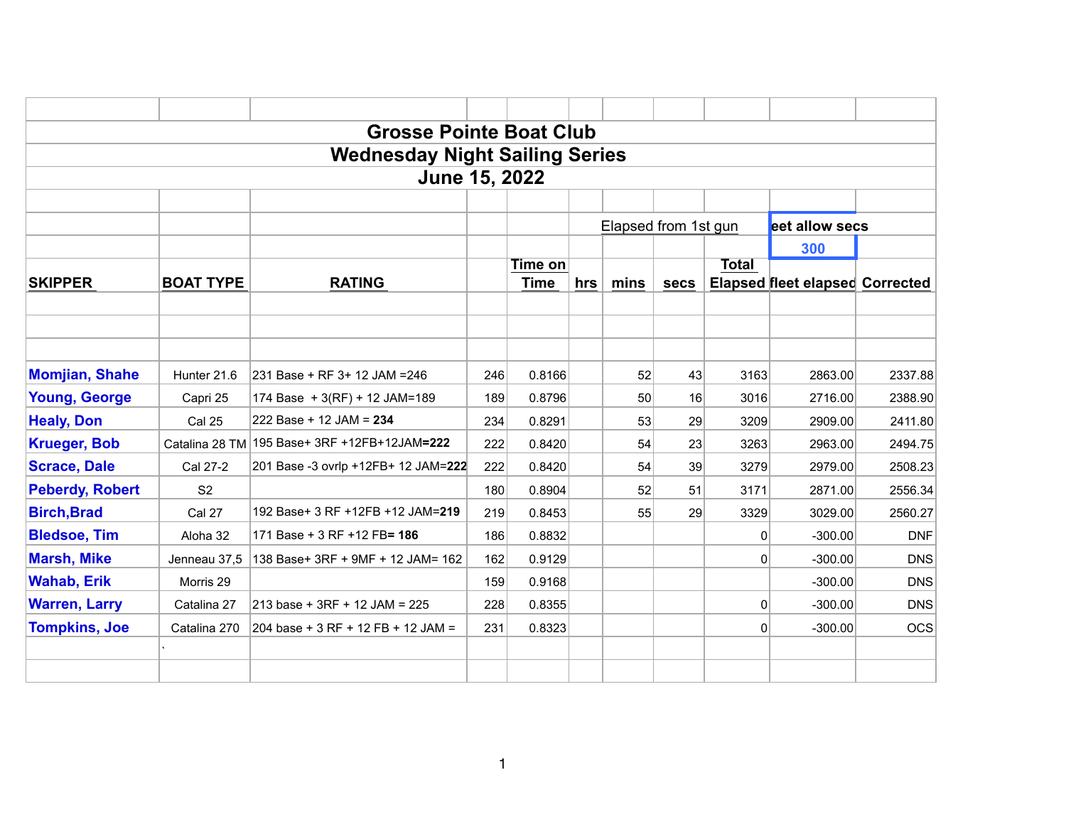# Grosse Pointe Boat Club

## Wednesday Night Sailing Series

## June 15, 2022

| SKIPPER | BOAT TYPE | RATING | | Time on Time | hrs | Elapsed from 1st gun mins | secs | Total Elapsed | eet allow secs 300 fleet elapsed | Corrected |
|---|---|---|---|---|---|---|---|---|---|---|
| Momjian, Shahe | Hunter 21.6 | 231 Base + RF 3+ 12 JAM =246 | 246 | 0.8166 | | 52 | 43 | 3163 | 2863.00 | 2337.88 |
| Young, George | Capri 25 | 174 Base + 3(RF) + 12 JAM=189 | 189 | 0.8796 | | 50 | 16 | 3016 | 2716.00 | 2388.90 |
| Healy, Don | Cal 25 | 222 Base + 12 JAM = **234** | 234 | 0.8291 | | 53 | 29 | 3209 | 2909.00 | 2411.80 |
| Krueger, Bob | Catalina 28 TM | 195 Base+ 3RF +12FB+12JAM**=222** | 222 | 0.8420 | | 54 | 23 | 3263 | 2963.00 | 2494.75 |
| Scrace, Dale | Cal 27-2 | 201 Base -3 ovrlp +12FB+ 12 JAM=**222** | 222 | 0.8420 | | 54 | 39 | 3279 | 2979.00 | 2508.23 |
| Peberdy, Robert | S2 | | 180 | 0.8904 | | 52 | 51 | 3171 | 2871.00 | 2556.34 |
| Birch,Brad | Cal 27 | 192 Base+ 3 RF +12FB +12 JAM=**219** | 219 | 0.8453 | | 55 | 29 | 3329 | 3029.00 | 2560.27 |
| Bledsoe, Tim | Aloha 32 | 171 Base + 3 RF +12 FB**= 186** | 186 | 0.8832 | | | | 0 | -300.00 | DNF |
| Marsh, Mike | Jenneau 37,5 | 138 Base+ 3RF + 9MF + 12 JAM= 162 | 162 | 0.9129 | | | | 0 | -300.00 | DNS |
| Wahab, Erik | Morris 29 | | 159 | 0.9168 | | | | | -300.00 | DNS |
| Warren, Larry | Catalina 27 | 213 base + 3RF + 12 JAM = 225 | 228 | 0.8355 | | | | 0 | -300.00 | DNS |
| Tompkins, Joe | Catalina 270 | 204 base + 3 RF + 12 FB + 12 JAM = | 231 | 0.8323 | | | | 0 | -300.00 | OCS |
| | ` | | | | | | | | | |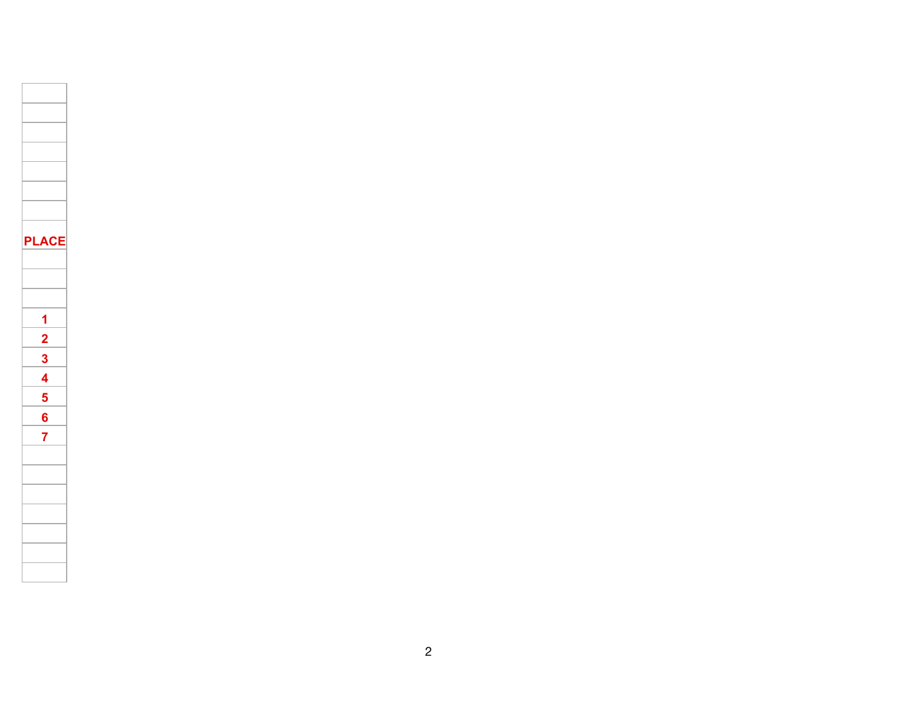| |
|---|
| |
| |
| |
| |
| |
| |
| |
| PLACE |
| |
| |
| |
| 1 |
| 2 |
| 3 |
| 4 |
| 5 |
| 6 |
| 7 |
| |
| |
| |
| |
| |
| |
| |